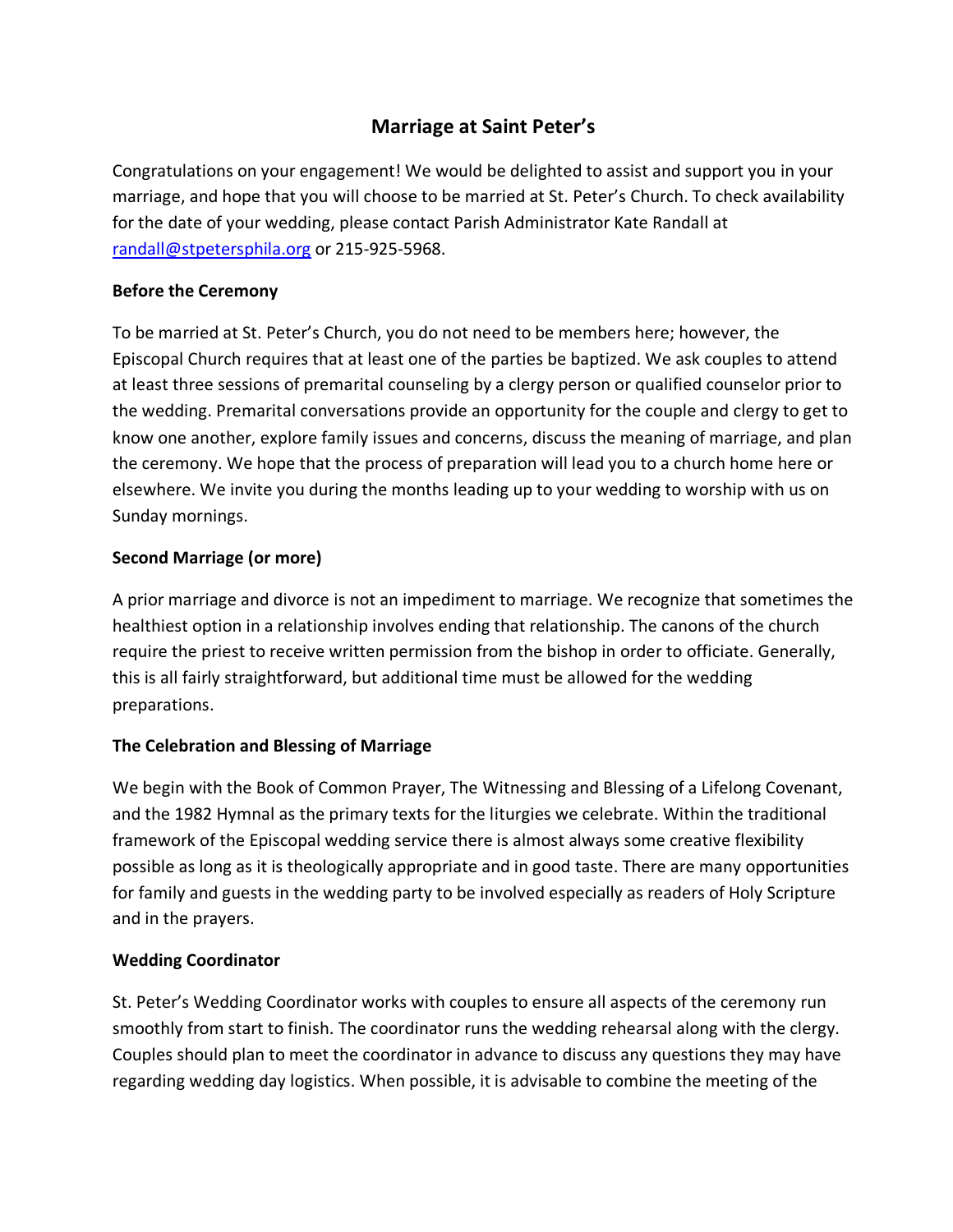# Marriage at Saint Peter's

Congratulations on your engagement! We would be delighted to assist and support you in your marriage, and hope that you will choose to be married at St. Peter's Church. To check availability for the date of your wedding, please contact Parish Administrator Kate Randall at [randall@stpetersphila.org](mailto:randall@stpetersphila.org) or 215-925-5968.

**Before the Ceremony**

To be married at St. Peter's Church, you do not need to be members here; however, the Episcopal Church requires that at least one of the parties be baptized. We ask couples to attend at least three sessions of premarital counseling by a clergy person or qualified counselor prior to the wedding. Premarital conversations provide an opportunity for the couple and clergy to get to know one another, explore family issues and concerns, discuss the meaning of marriage, and plan the ceremony. We hope that the process of preparation will lead you to a church home here or elsewhere. We invite you during the months leading up to your wedding to worship with us on Sunday mornings.

**Second Marriage (or more)**

A prior marriage and divorce is not an impediment to marriage. We recognize that sometimes the healthiest option in a relationship involves ending that relationship. The canons of the church require the priest to receive written permission from the bishop in order to officiate. Generally, this is all fairly straightforward, but additional time must be allowed for the wedding preparations.

**The Celebration and Blessing of Marriage**

We begin with the Book of Common Prayer, The Witnessing and Blessing of a Lifelong Covenant, and the 1982 Hymnal as the primary texts for the liturgies we celebrate. Within the traditional framework of the Episcopal wedding service there is almost always some creative flexibility possible as long as it is theologically appropriate and in good taste. There are many opportunities for family and guests in the wedding party to be involved especially as readers of Holy Scripture and in the prayers.

**Wedding Coordinator**

St. Peter's Wedding Coordinator works with couples to ensure all aspects of the ceremony run smoothly from start to finish. The coordinator runs the wedding rehearsal along with the clergy. Couples should plan to meet the coordinator in advance to discuss any questions they may have regarding wedding day logistics. When possible, it is advisable to combine the meeting of the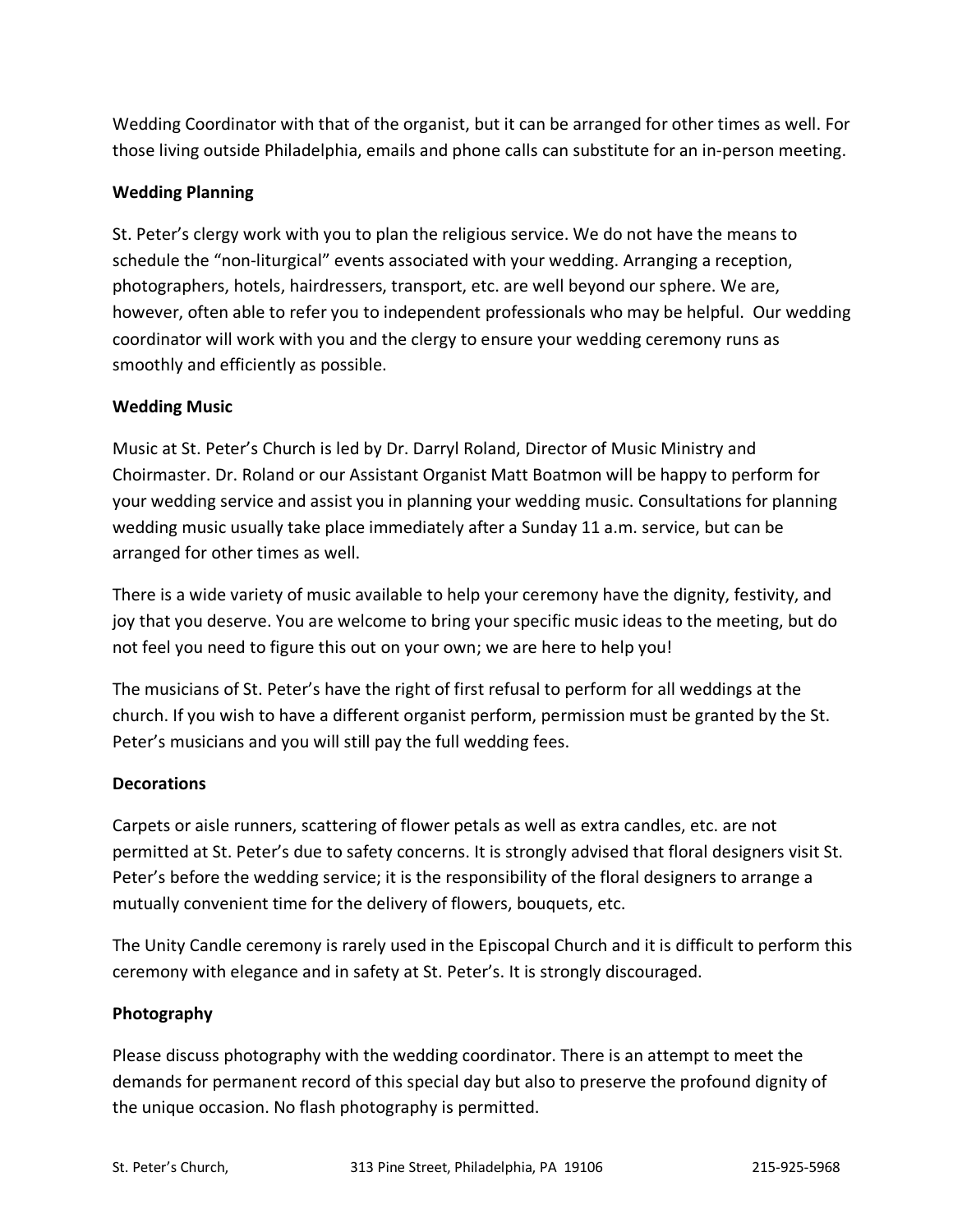Wedding Coordinator with that of the organist, but it can be arranged for other times as well. For those living outside Philadelphia, emails and phone calls can substitute for an in-person meeting.

**Wedding Planning**

St. Peter's clergy work with you to plan the religious service. We do not have the means to schedule the "non-liturgical" events associated with your wedding. Arranging a reception, photographers, hotels, hairdressers, transport, etc. are well beyond our sphere. We are, however, often able to refer you to independent professionals who may be helpful. Our wedding coordinator will work with you and the clergy to ensure your wedding ceremony runs as smoothly and efficiently as possible.

**Wedding Music**

Music at St. Peter's Church is led by Dr. Darryl Roland, Director of Music Ministry and Choirmaster. Dr. Roland or our Assistant Organist Matt Boatmon will be happy to perform for your wedding service and assist you in planning your wedding music. Consultations for planning wedding music usually take place immediately after a Sunday 11 a.m. service, but can be arranged for other times as well.

There is a wide variety of music available to help your ceremony have the dignity, festivity, and joy that you deserve. You are welcome to bring your specific music ideas to the meeting, but do not feel you need to figure this out on your own; we are here to help you!

The musicians of St. Peter's have the right of first refusal to perform for all weddings at the church. If you wish to have a different organist perform, permission must be granted by the St. Peter's musicians and you will still pay the full wedding fees.

**Decorations**

Carpets or aisle runners, scattering of flower petals as well as extra candles, etc. are not permitted at St. Peter's due to safety concerns. It is strongly advised that floral designers visit St. Peter's before the wedding service; it is the responsibility of the floral designers to arrange a mutually convenient time for the delivery of flowers, bouquets, etc.

The Unity Candle ceremony is rarely used in the Episcopal Church and it is difficult to perform this ceremony with elegance and in safety at St. Peter's. It is strongly discouraged.

**Photography**

Please discuss photography with the wedding coordinator. There is an attempt to meet the demands for permanent record of this special day but also to preserve the profound dignity of the unique occasion. No flash photography is permitted.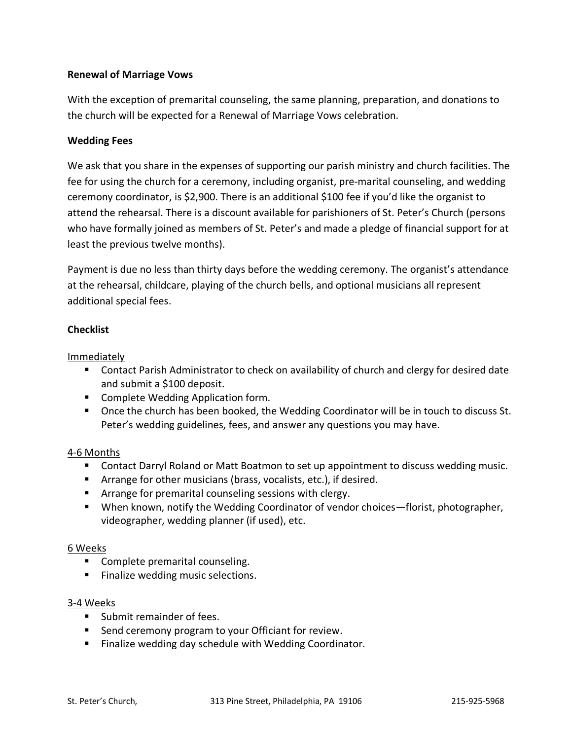**Renewal of Marriage Vows**

With the exception of premarital counseling, the same planning, preparation, and donations to the church will be expected for a Renewal of Marriage Vows celebration.

**Wedding Fees**

We ask that you share in the expenses of supporting our parish ministry and church facilities. The fee for using the church for a ceremony, including organist, pre-marital counseling, and wedding ceremony coordinator, is $2,900. There is an additional $100 fee if you'd like the organist to attend the rehearsal. There is a discount available for parishioners of St. Peter's Church (persons who have formally joined as members of St. Peter's and made a pledge of financial support for at least the previous twelve months).

Payment is due no less than thirty days before the wedding ceremony. The organist's attendance at the rehearsal, childcare, playing of the church bells, and optional musicians all represent additional special fees.

**Checklist**

<u>Immediately</u>

- Contact Parish Administrator to check on availability of church and clergy for desired date and submit a $100 deposit.
- Complete Wedding Application form.
- Once the church has been booked, the Wedding Coordinator will be in touch to discuss St. Peter's wedding guidelines, fees, and answer any questions you may have.

<u>4-6 Months</u>

- Contact Darryl Roland or Matt Boatmon to set up appointment to discuss wedding music.
- Arrange for other musicians (brass, vocalists, etc.), if desired.
- Arrange for premarital counseling sessions with clergy.
- When known, notify the Wedding Coordinator of vendor choices—florist, photographer, videographer, wedding planner (if used), etc.

<u>6 Weeks</u>

- Complete premarital counseling.
- Finalize wedding music selections.

<u>3-4 Weeks</u>

- Submit remainder of fees.
- Send ceremony program to your Officiant for review.
- Finalize wedding day schedule with Wedding Coordinator.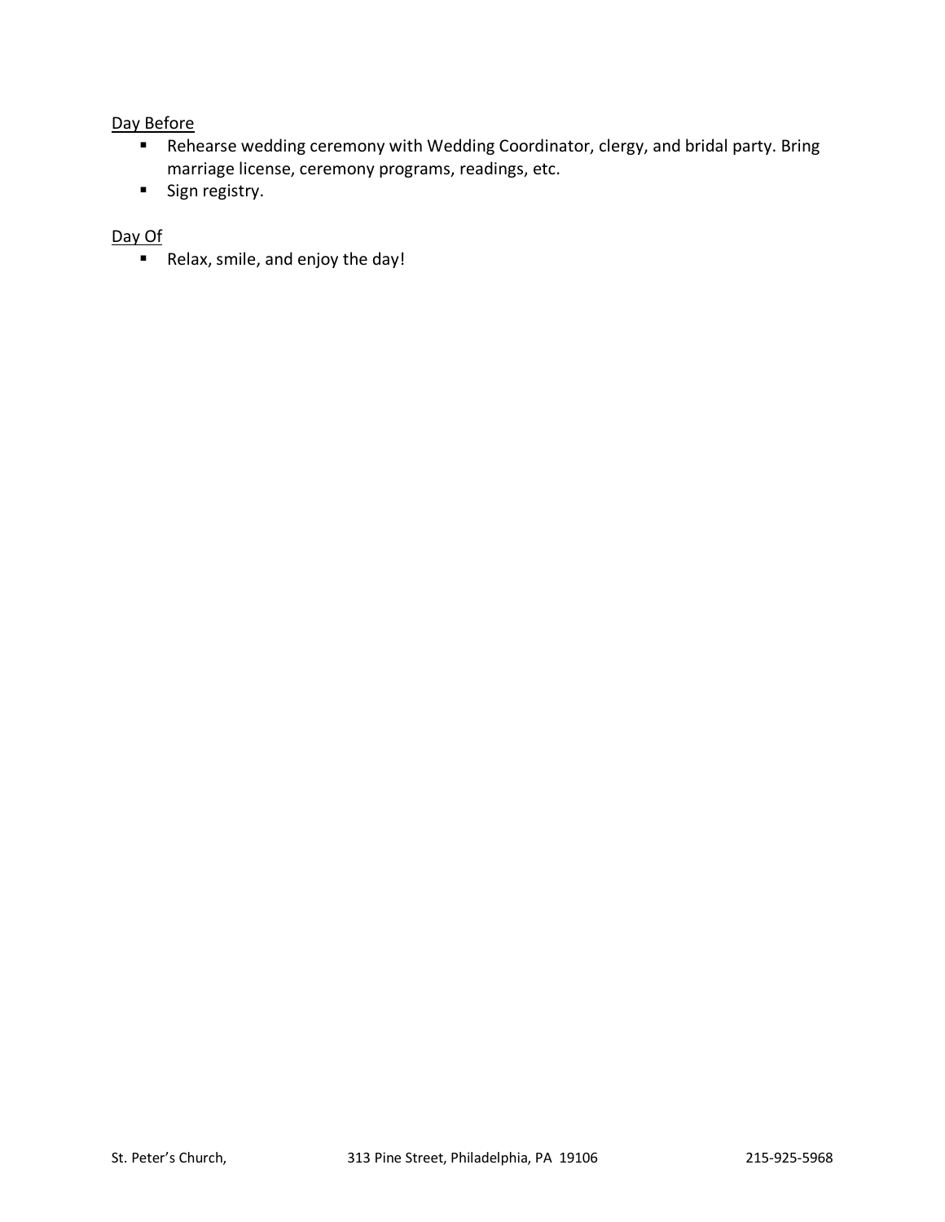<u>Day Before</u>

- Rehearse wedding ceremony with Wedding Coordinator, clergy, and bridal party. Bring marriage license, ceremony programs, readings, etc.
- Sign registry.

<u>Day Of</u>

- Relax, smile, and enjoy the day!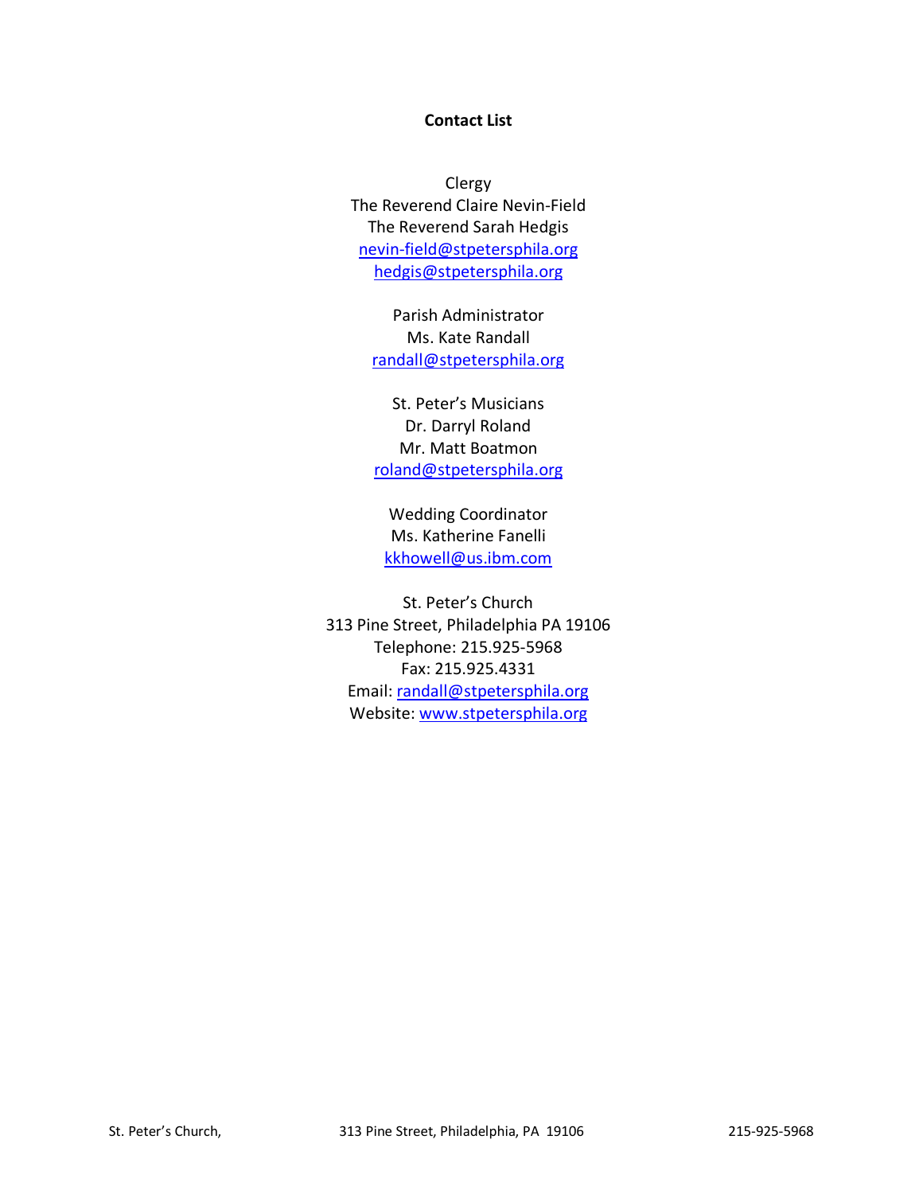**Contact List**

Clergy
The Reverend Claire Nevin-Field
The Reverend Sarah Hedgis
nevin-field@stpetersphila.org
hedgis@stpetersphila.org

Parish Administrator
Ms. Kate Randall
randall@stpetersphila.org

St. Peter's Musicians
Dr. Darryl Roland
Mr. Matt Boatmon
roland@stpetersphila.org

Wedding Coordinator
Ms. Katherine Fanelli
kkhowell@us.ibm.com

St. Peter's Church
313 Pine Street, Philadelphia PA 19106
Telephone: 215.925-5968
Fax: 215.925.4331
Email: randall@stpetersphila.org
Website: www.stpetersphila.org